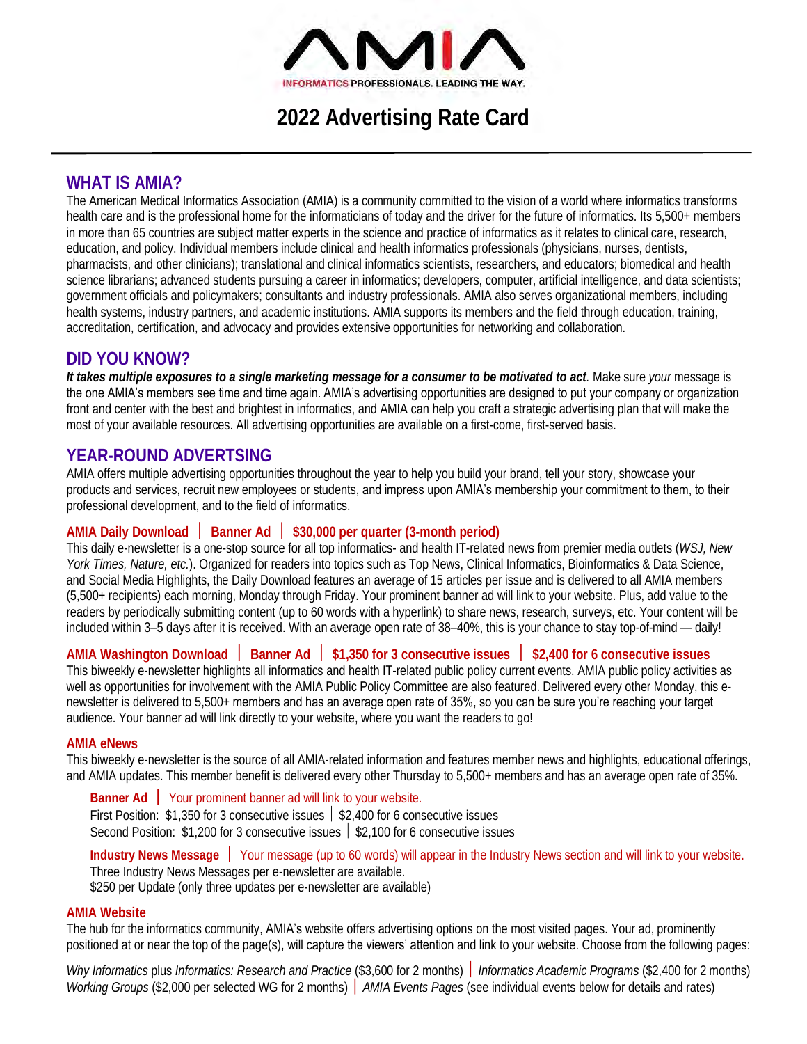AMIA

INFORMATICS PROFESSIONALS. LEADING THE WAY.

# 2022 Advertising Rate Card

## WHAT IS AMIA?

The American Medical Informatics Association (AMIA) is a community committed to the vision of a world where informatics transforms health care and is the professional home for the informaticians of today and the driver for the future of informatics. Its 5,500+ members in more than 65 countries are subject matter experts in the science and practice of informatics as it relates to clinical care, research, education, and policy. Individual members include clinical and health informatics professionals (physicians, nurses, dentists, pharmacists, and other clinicians); translational and clinical informatics scientists, researchers, and educators; biomedical and health science librarians; advanced students pursuing a career in informatics; developers, computer, artificial intelligence, and data scientists; government officials and policymakers; consultants and industry professionals. AMIA also serves organizational members, including health systems, industry partners, and academic institutions. AMIA supports its members and the field through education, training, accreditation, certification, and advocacy and provides extensive opportunities for networking and collaboration.

## DID YOU KNOW?

***It takes multiple exposures to a single marketing message for a consumer to be motivated to act.*** Make sure *your* message is the one AMIA's members see time and time again. AMIA's advertising opportunities are designed to put your company or organization front and center with the best and brightest in informatics, and AMIA can help you craft a strategic advertising plan that will make the most of your available resources. All advertising opportunities are available on a first-come, first-served basis.

## YEAR-ROUND ADVERTSING

AMIA offers multiple advertising opportunities throughout the year to help you build your brand, tell your story, showcase your products and services, recruit new employees or students, and impress upon AMIA's membership your commitment to them, to their professional development, and to the field of informatics.

### AMIA Daily Download | Banner Ad | $30,000 per quarter (3-month period)

This daily e-newsletter is a one-stop source for all top informatics- and health IT-related news from premier media outlets (*WSJ, New York Times, Nature, etc.*). Organized for readers into topics such as Top News, Clinical Informatics, Bioinformatics & Data Science, and Social Media Highlights, the Daily Download features an average of 15 articles per issue and is delivered to all AMIA members (5,500+ recipients) each morning, Monday through Friday. Your prominent banner ad will link to your website. Plus, add value to the readers by periodically submitting content (up to 60 words with a hyperlink) to share news, research, surveys, etc. Your content will be included within 3–5 days after it is received. With an average open rate of 38–40%, this is your chance to stay top-of-mind — daily!

### AMIA Washington Download | Banner Ad | $1,350 for 3 consecutive issues | $2,400 for 6 consecutive issues

This biweekly e-newsletter highlights all informatics and health IT-related public policy current events. AMIA public policy activities as well as opportunities for involvement with the AMIA Public Policy Committee are also featured. Delivered every other Monday, this e-newsletter is delivered to 5,500+ members and has an average open rate of 35%, so you can be sure you're reaching your target audience. Your banner ad will link directly to your website, where you want the readers to go!

### AMIA eNews

This biweekly e-newsletter is the source of all AMIA-related information and features member news and highlights, educational offerings, and AMIA updates. This member benefit is delivered every other Thursday to 5,500+ members and has an average open rate of 35%.

**Banner Ad** | Your prominent banner ad will link to your website.
First Position: $1,350 for 3 consecutive issues | $2,400 for 6 consecutive issues
Second Position: $1,200 for 3 consecutive issues | $2,100 for 6 consecutive issues

**Industry News Message** | Your message (up to 60 words) will appear in the Industry News section and will link to your website.
Three Industry News Messages per e-newsletter are available.
$250 per Update (only three updates per e-newsletter are available)

### AMIA Website

The hub for the informatics community, AMIA's website offers advertising options on the most visited pages. Your ad, prominently positioned at or near the top of the page(s), will capture the viewers' attention and link to your website. Choose from the following pages:

*Why Informatics* plus *Informatics: Research and Practice* ($3,600 for 2 months) | *Informatics Academic Programs* ($2,400 for 2 months)
*Working Groups* ($2,000 per selected WG for 2 months) | *AMIA Events Pages* (see individual events below for details and rates)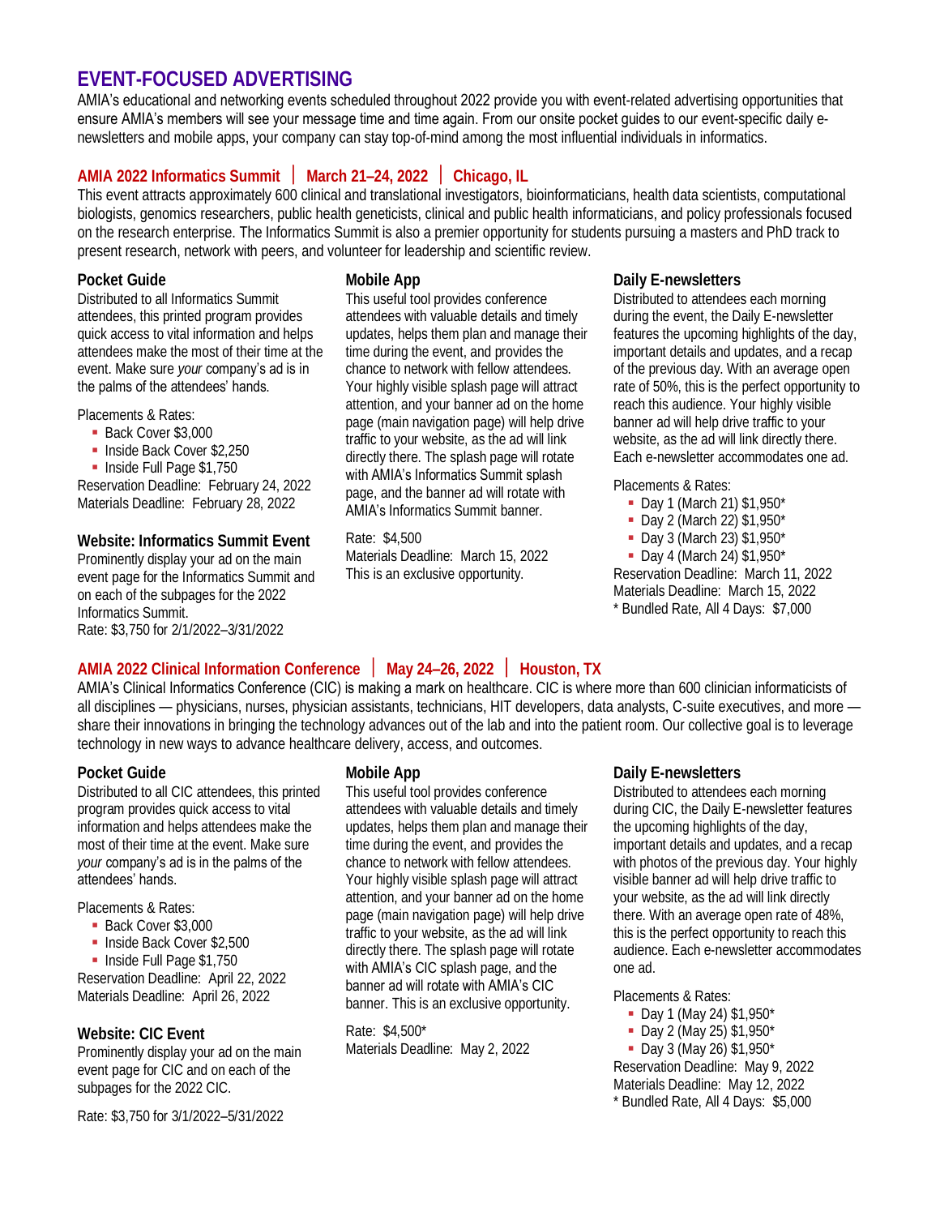# EVENT-FOCUSED ADVERTISING

AMIA's educational and networking events scheduled throughout 2022 provide you with event-related advertising opportunities that ensure AMIA's members will see your message time and time again. From our onsite pocket guides to our event-specific daily e-newsletters and mobile apps, your company can stay top-of-mind among the most influential individuals in informatics.

## AMIA 2022 Informatics Summit | March 21–24, 2022 | Chicago, IL

This event attracts approximately 600 clinical and translational investigators, bioinformaticians, health data scientists, computational biologists, genomics researchers, public health geneticists, clinical and public health informaticians, and policy professionals focused on the research enterprise. The Informatics Summit is also a premier opportunity for students pursuing a masters and PhD track to present research, network with peers, and volunteer for leadership and scientific review.

### Pocket Guide

Distributed to all Informatics Summit attendees, this printed program provides quick access to vital information and helps attendees make the most of their time at the event. Make sure *your* company's ad is in the palms of the attendees' hands.

Placements & Rates:

- Back Cover $3,000
- Inside Back Cover $2,250
- Inside Full Page $1,750

Reservation Deadline: February 24, 2022
Materials Deadline: February 28, 2022

### Website: Informatics Summit Event

Prominently display your ad on the main event page for the Informatics Summit and on each of the subpages for the 2022 Informatics Summit.
Rate: $3,750 for 2/1/2022–3/31/2022

### Mobile App

This useful tool provides conference attendees with valuable details and timely updates, helps them plan and manage their time during the event, and provides the chance to network with fellow attendees. Your highly visible splash page will attract attention, and your banner ad on the home page (main navigation page) will help drive traffic to your website, as the ad will link directly there. The splash page will rotate with AMIA's Informatics Summit splash page, and the banner ad will rotate with AMIA's Informatics Summit banner.

Rate: $4,500
Materials Deadline: March 15, 2022
This is an exclusive opportunity.

### Daily E-newsletters

Distributed to attendees each morning during the event, the Daily E-newsletter features the upcoming highlights of the day, important details and updates, and a recap of the previous day. With an average open rate of 50%, this is the perfect opportunity to reach this audience. Your highly visible banner ad will help drive traffic to your website, as the ad will link directly there. Each e-newsletter accommodates one ad.

Placements & Rates:

- Day 1 (March 21) $1,950*
- Day 2 (March 22) $1,950*
- Day 3 (March 23) $1,950*
- Day 4 (March 24) $1,950*

Reservation Deadline: March 11, 2022
Materials Deadline: March 15, 2022
* Bundled Rate, All 4 Days: $7,000

## AMIA 2022 Clinical Information Conference | May 24–26, 2022 | Houston, TX

AMIA's Clinical Informatics Conference (CIC) is making a mark on healthcare. CIC is where more than 600 clinician informaticists of all disciplines — physicians, nurses, physician assistants, technicians, HIT developers, data analysts, C-suite executives, and more — share their innovations in bringing the technology advances out of the lab and into the patient room. Our collective goal is to leverage technology in new ways to advance healthcare delivery, access, and outcomes.

### Pocket Guide

Distributed to all CIC attendees, this printed program provides quick access to vital information and helps attendees make the most of their time at the event. Make sure *your* company's ad is in the palms of the attendees' hands.

Placements & Rates:

- Back Cover $3,000
- Inside Back Cover $2,500
- Inside Full Page $1,750

Reservation Deadline: April 22, 2022
Materials Deadline: April 26, 2022

### Website: CIC Event

Prominently display your ad on the main event page for CIC and on each of the subpages for the 2022 CIC.

Rate: $3,750 for 3/1/2022–5/31/2022

### Mobile App

This useful tool provides conference attendees with valuable details and timely updates, helps them plan and manage their time during the event, and provides the chance to network with fellow attendees. Your highly visible splash page will attract attention, and your banner ad on the home page (main navigation page) will help drive traffic to your website, as the ad will link directly there. The splash page will rotate with AMIA's CIC splash page, and the banner ad will rotate with AMIA's CIC banner. This is an exclusive opportunity.

Rate: $4,500*
Materials Deadline: May 2, 2022

### Daily E-newsletters

Distributed to attendees each morning during CIC, the Daily E-newsletter features the upcoming highlights of the day, important details and updates, and a recap with photos of the previous day. Your highly visible banner ad will help drive traffic to your website, as the ad will link directly there. With an average open rate of 48%, this is the perfect opportunity to reach this audience. Each e-newsletter accommodates one ad.

Placements & Rates:

- Day 1 (May 24) $1,950*
- Day 2 (May 25) $1,950*
- Day 3 (May 26) $1,950*

Reservation Deadline: May 9, 2022
Materials Deadline: May 12, 2022
* Bundled Rate, All 4 Days: $5,000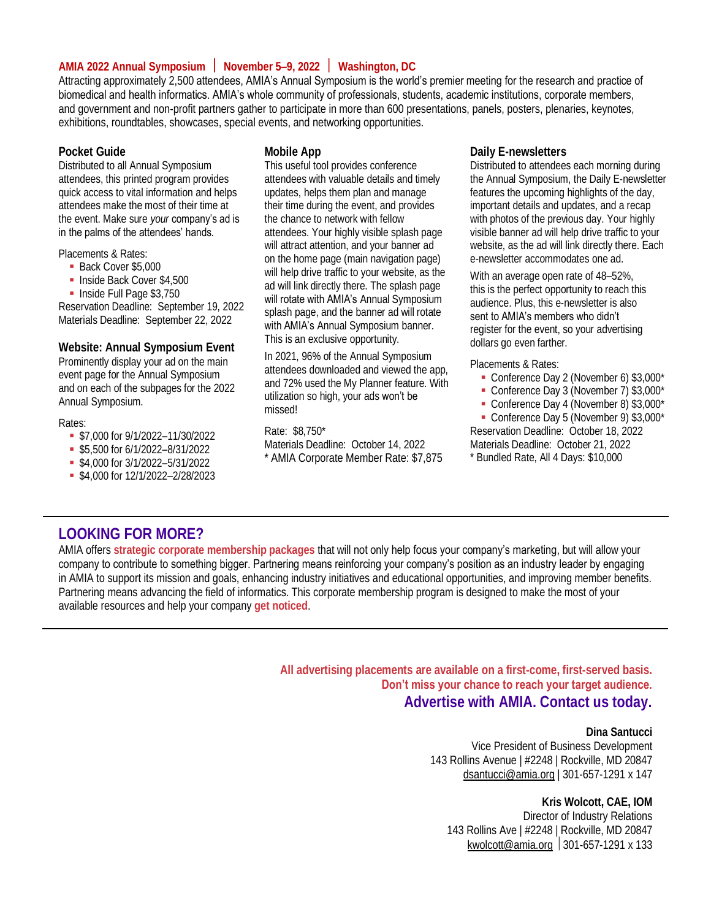## AMIA 2022 Annual Symposium | November 5–9, 2022 | Washington, DC

Attracting approximately 2,500 attendees, AMIA's Annual Symposium is the world's premier meeting for the research and practice of biomedical and health informatics. AMIA's whole community of professionals, students, academic institutions, corporate members, and government and non-profit partners gather to participate in more than 600 presentations, panels, posters, plenaries, keynotes, exhibitions, roundtables, showcases, special events, and networking opportunities.

### Pocket Guide

Distributed to all Annual Symposium attendees, this printed program provides quick access to vital information and helps attendees make the most of their time at the event. Make sure *your* company's ad is in the palms of the attendees' hands.

Placements & Rates:

- Back Cover $5,000
- Inside Back Cover $4,500
- Inside Full Page $3,750

Reservation Deadline: September 19, 2022
Materials Deadline: September 22, 2022

### Website: Annual Symposium Event

Prominently display your ad on the main event page for the Annual Symposium and on each of the subpages for the 2022 Annual Symposium.

Rates:

- $7,000 for 9/1/2022–11/30/2022
- $5,500 for 6/1/2022–8/31/2022
- $4,000 for 3/1/2022–5/31/2022
- $4,000 for 12/1/2022–2/28/2023

### Mobile App

This useful tool provides conference attendees with valuable details and timely updates, helps them plan and manage their time during the event, and provides the chance to network with fellow attendees. Your highly visible splash page will attract attention, and your banner ad on the home page (main navigation page) will help drive traffic to your website, as the ad will link directly there. The splash page will rotate with AMIA's Annual Symposium splash page, and the banner ad will rotate with AMIA's Annual Symposium banner. This is an exclusive opportunity.

In 2021, 96% of the Annual Symposium attendees downloaded and viewed the app, and 72% used the My Planner feature. With utilization so high, your ads won't be missed!

Rate: $8,750*
Materials Deadline: October 14, 2022
* AMIA Corporate Member Rate: $7,875

### Daily E-newsletters

Distributed to attendees each morning during the Annual Symposium, the Daily E-newsletter features the upcoming highlights of the day, important details and updates, and a recap with photos of the previous day. Your highly visible banner ad will help drive traffic to your website, as the ad will link directly there. Each e-newsletter accommodates one ad.

With an average open rate of 48–52%, this is the perfect opportunity to reach this audience. Plus, this e-newsletter is also sent to AMIA's members who didn't register for the event, so your advertising dollars go even farther.

Placements & Rates:

- Conference Day 2 (November 6) $3,000*
- Conference Day 3 (November 7) $3,000*
- Conference Day 4 (November 8) $3,000*
- Conference Day 5 (November 9) $3,000*

Reservation Deadline: October 18, 2022
Materials Deadline: October 21, 2022
* Bundled Rate, All 4 Days: $10,000

---

## LOOKING FOR MORE?

AMIA offers **strategic corporate membership packages** that will not only help focus your company's marketing, but will allow your company to contribute to something bigger. Partnering means reinforcing your company's position as an industry leader by engaging in AMIA to support its mission and goals, enhancing industry initiatives and educational opportunities, and improving member benefits. Partnering means advancing the field of informatics. This corporate membership program is designed to make the most of your available resources and help your company **get noticed**.

---

**All advertising placements are available on a first-come, first-served basis.**
**Don't miss your chance to reach your target audience.**

**Advertise with AMIA. Contact us today.**

**Dina Santucci**
Vice President of Business Development
143 Rollins Avenue | #2248 | Rockville, MD 20847
dsantucci@amia.org | 301-657-1291 x 147

**Kris Wolcott, CAE, IOM**
Director of Industry Relations
143 Rollins Ave | #2248 | Rockville, MD 20847
kwolcott@amia.org | 301-657-1291 x 133